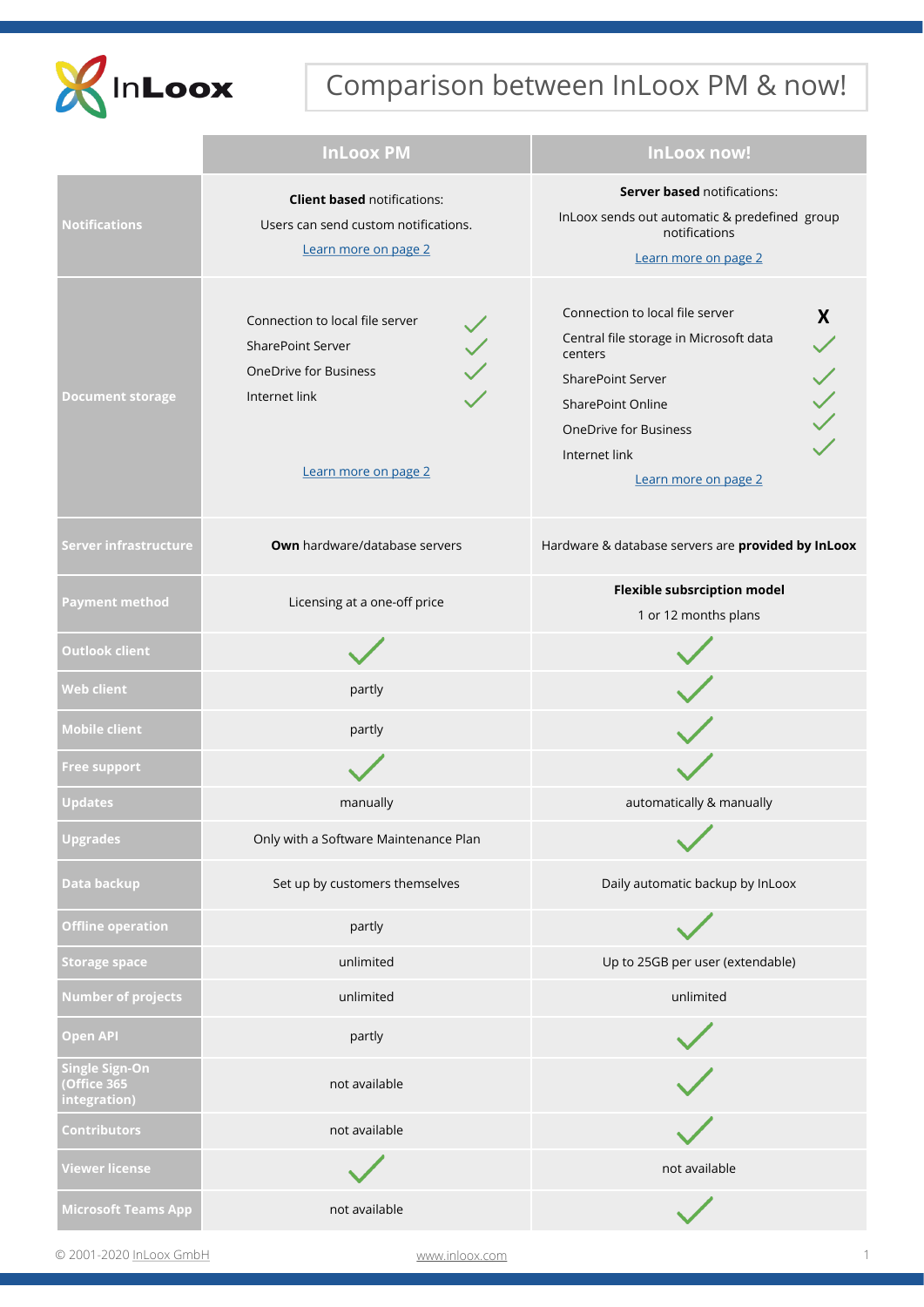# Comparison between InLoox PM & now!

| | InLoox PM | InLoox now! |
|---|---|---|
| **Notifications** | **Client based** notifications:<br>Users can send custom notifications.<br>Learn more on page 2 | **Server based** notifications:<br>InLoox sends out automatic & predefined group notifications<br>Learn more on page 2 |
| **Document storage** | Connection to local file server ✓<br>SharePoint Server ✓<br>OneDrive for Business ✓<br>Internet link ✓<br>Learn more on page 2 | Connection to local file server X<br>Central file storage in Microsoft data centers ✓<br>SharePoint Server ✓<br>SharePoint Online ✓<br>OneDrive for Business ✓<br>Internet link ✓<br>Learn more on page 2 |
| **Server infrastructure** | **Own** hardware/database servers | Hardware & database servers are **provided by InLoox** |
| **Payment method** | Licensing at a one-off price | **Flexible subsrciption model**<br>1 or 12 months plans |
| **Outlook client** | ✓ | ✓ |
| **Web client** | partly | ✓ |
| **Mobile client** | partly | ✓ |
| **Free support** | ✓ | ✓ |
| **Updates** | manually | automatically & manually |
| **Upgrades** | Only with a Software Maintenance Plan | ✓ |
| **Data backup** | Set up by customers themselves | Daily automatic backup by InLoox |
| **Offline operation** | partly | ✓ |
| **Storage space** | unlimited | Up to 25GB per user (extendable) |
| **Number of projects** | unlimited | unlimited |
| **Open API** | partly | ✓ |
| **Single Sign-On (Office 365 integration)** | not available | ✓ |
| **Contributors** | not available | ✓ |
| **Viewer license** | ✓ | not available |
| **Microsoft Teams App** | not available | ✓ |

© 2001-2020 InLoox GmbH www.inloox.com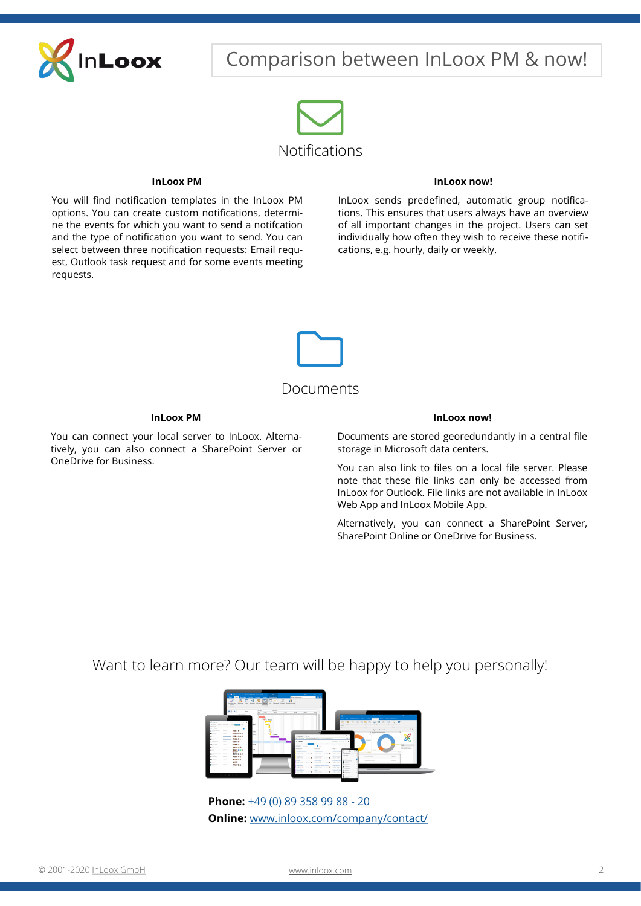# Comparison between InLoox PM & now!

## Notifications

**InLoox PM**

You will find notification templates in the InLoox PM options. You can create custom notifications, determine the events for which you want to send a notifcation and the type of notification you want to send. You can select between three notification requests: Email request, Outlook task request and for some events meeting requests.

**InLoox now!**

InLoox sends predefined, automatic group notifications. This ensures that users always have an overview of all important changes in the project. Users can set individually how often they wish to receive these notifications, e.g. hourly, daily or weekly.

## Documents

**InLoox PM**

You can connect your local server to InLoox. Alternatively, you can also connect a SharePoint Server or OneDrive for Business.

**InLoox now!**

Documents are stored georedundantly in a central file storage in Microsoft data centers.

You can also link to files on a local file server. Please note that these file links can only be accessed from InLoox for Outlook. File links are not available in InLoox Web App and InLoox Mobile App.

Alternatively, you can connect a SharePoint Server, SharePoint Online or OneDrive for Business.

## Want to learn more? Our team will be happy to help you personally!

**Phone:** +49 (0) 89 358 99 88 - 20

**Online:** www.inloox.com/company/contact/

© 2001-2020 InLoox GmbH

www.inloox.com